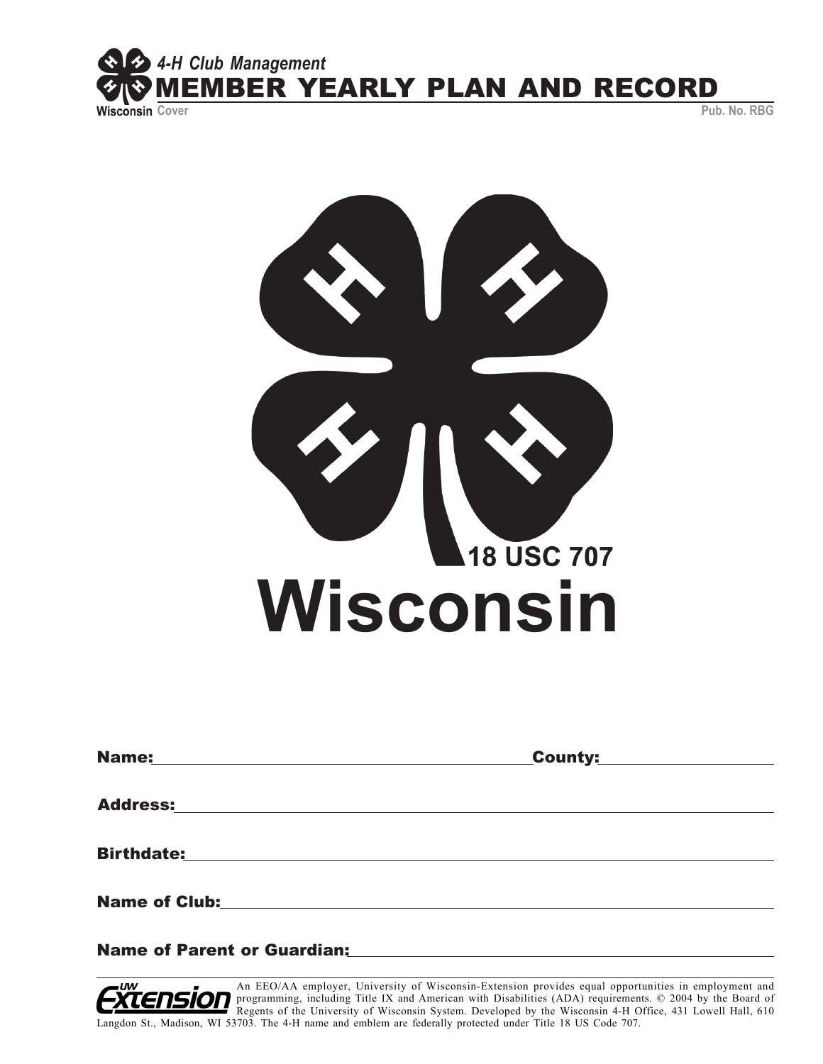*4-H Club Management*

# MEMBER YEARLY PLAN AND RECORD

Wisconsin Cover Pub. No. RBG

18 USC 707

**Wisconsin**

**Name:** ______________________ **County:** ______________

**Address:** ______________________________________

**Birthdate:** ______________________________________

**Name of Club:** ______________________________________

**Name of Parent or Guardian:** ______________________________________

An EEO/AA employer, University of Wisconsin-Extension provides equal opportunities in employment and programming, including Title IX and American with Disabilities (ADA) requirements. © 2004 by the Board of Regents of the University of Wisconsin System. Developed by the Wisconsin 4-H Office, 431 Lowell Hall, 610 Langdon St., Madison, WI 53703. The 4-H name and emblem are federally protected under Title 18 US Code 707.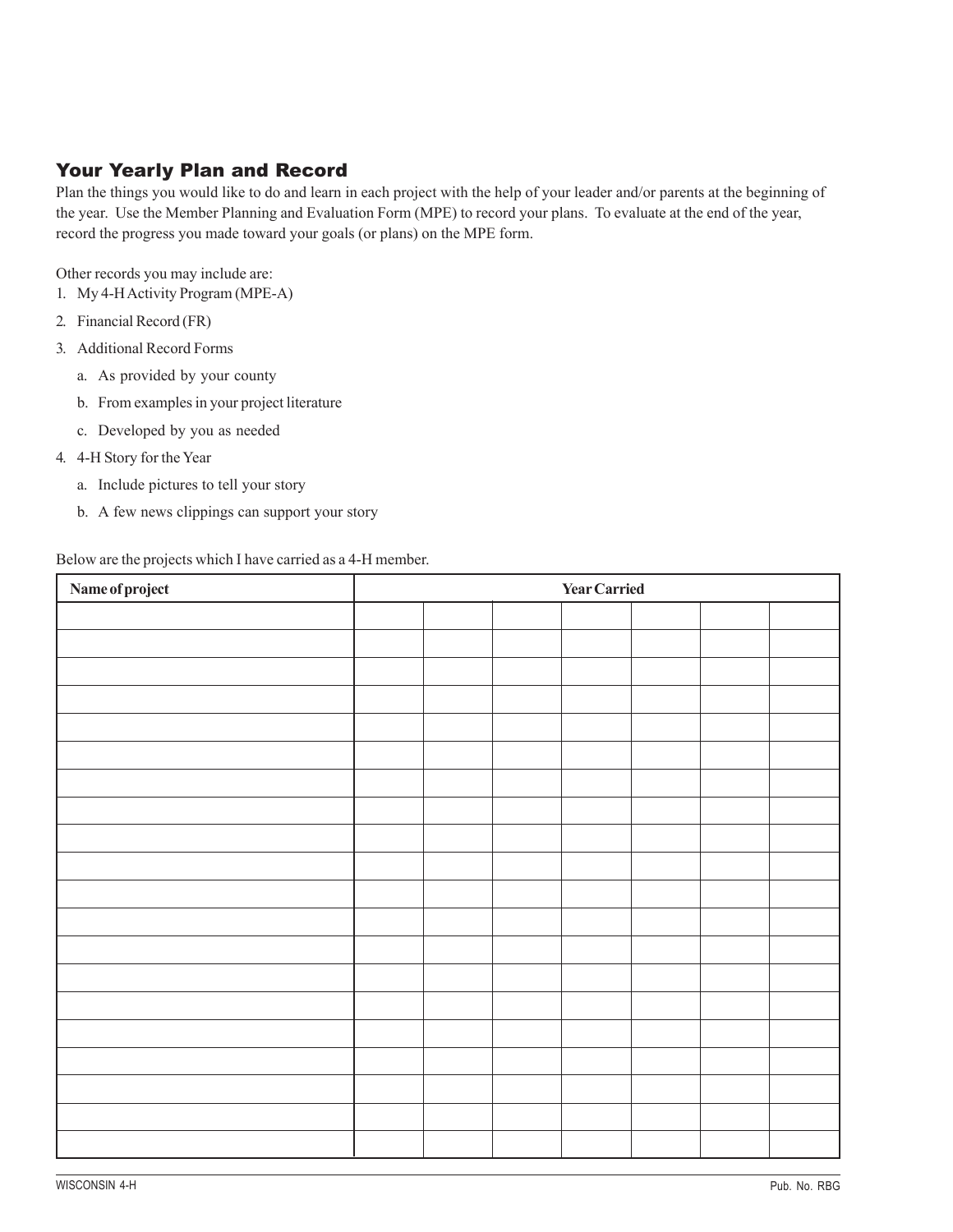## Your Yearly Plan and Record

Plan the things you would like to do and learn in each project with the help of your leader and/or parents at the beginning of the year. Use the Member Planning and Evaluation Form (MPE) to record your plans. To evaluate at the end of the year, record the progress you made toward your goals (or plans) on the MPE form.

Other records you may include are:

1. My 4-H Activity Program (MPE-A)
2. Financial Record (FR)
3. Additional Record Forms
   a. As provided by your county
   b. From examples in your project literature
   c. Developed by you as needed
4. 4-H Story for the Year
   a. Include pictures to tell your story
   b. A few news clippings can support your story

Below are the projects which I have carried as a 4-H member.

| Name of project | Year Carried | | | | | | |
|---|---|---|---|---|---|---|---|
| | | | | | | | |
| | | | | | | | |
| | | | | | | | |
| | | | | | | | |
| | | | | | | | |
| | | | | | | | |
| | | | | | | | |
| | | | | | | | |
| | | | | | | | |
| | | | | | | | |
| | | | | | | | |
| | | | | | | | |
| | | | | | | | |
| | | | | | | | |
| | | | | | | | |
| | | | | | | | |
| | | | | | | | |
| | | | | | | | |
| | | | | | | | |
| | | | | | | | |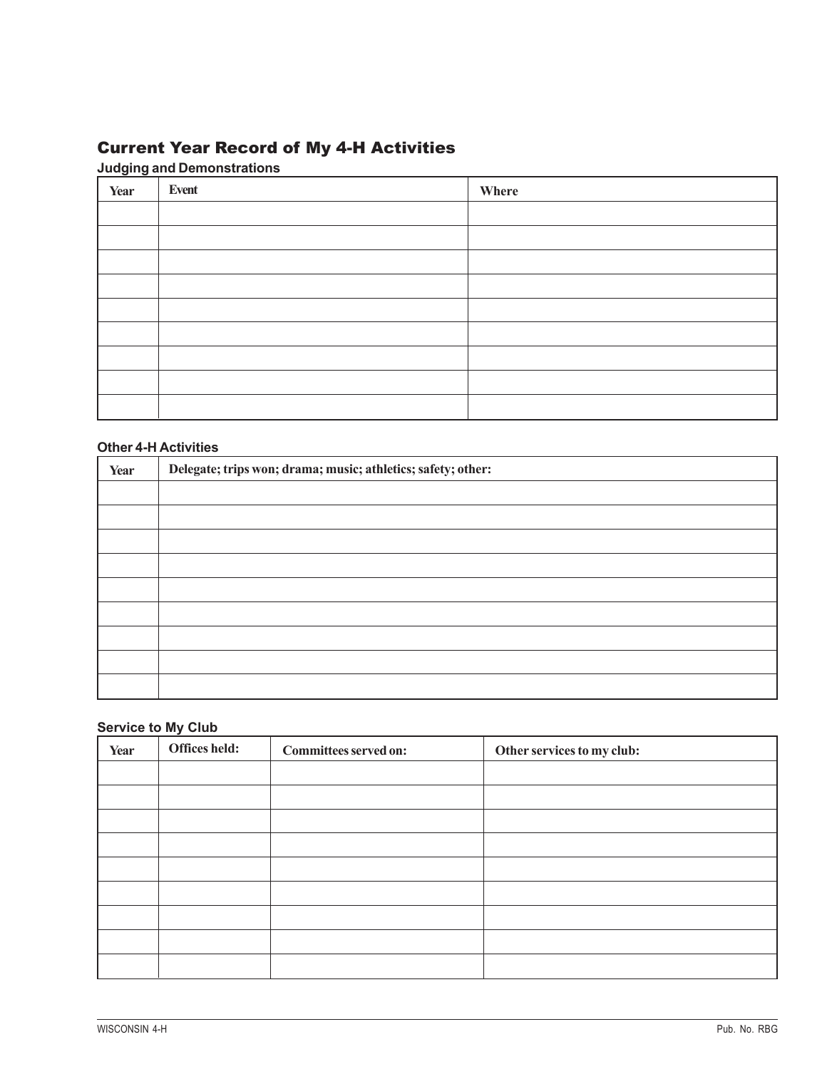## Current Year Record of My 4-H Activities

### Judging and Demonstrations

| Year | Event | Where |
|---|---|---|
| | | |
| | | |
| | | |
| | | |
| | | |
| | | |
| | | |
| | | |
| | | |

### Other 4-H Activities

| Year | Delegate; trips won; drama; music; athletics; safety; other: |
|---|---|
| | |
| | |
| | |
| | |
| | |
| | |
| | |
| | |
| | |

### Service to My Club

| Year | Offices held: | Committees served on: | Other services to my club: |
|---|---|---|---|
| | | | |
| | | | |
| | | | |
| | | | |
| | | | |
| | | | |
| | | | |
| | | | |
| | | | |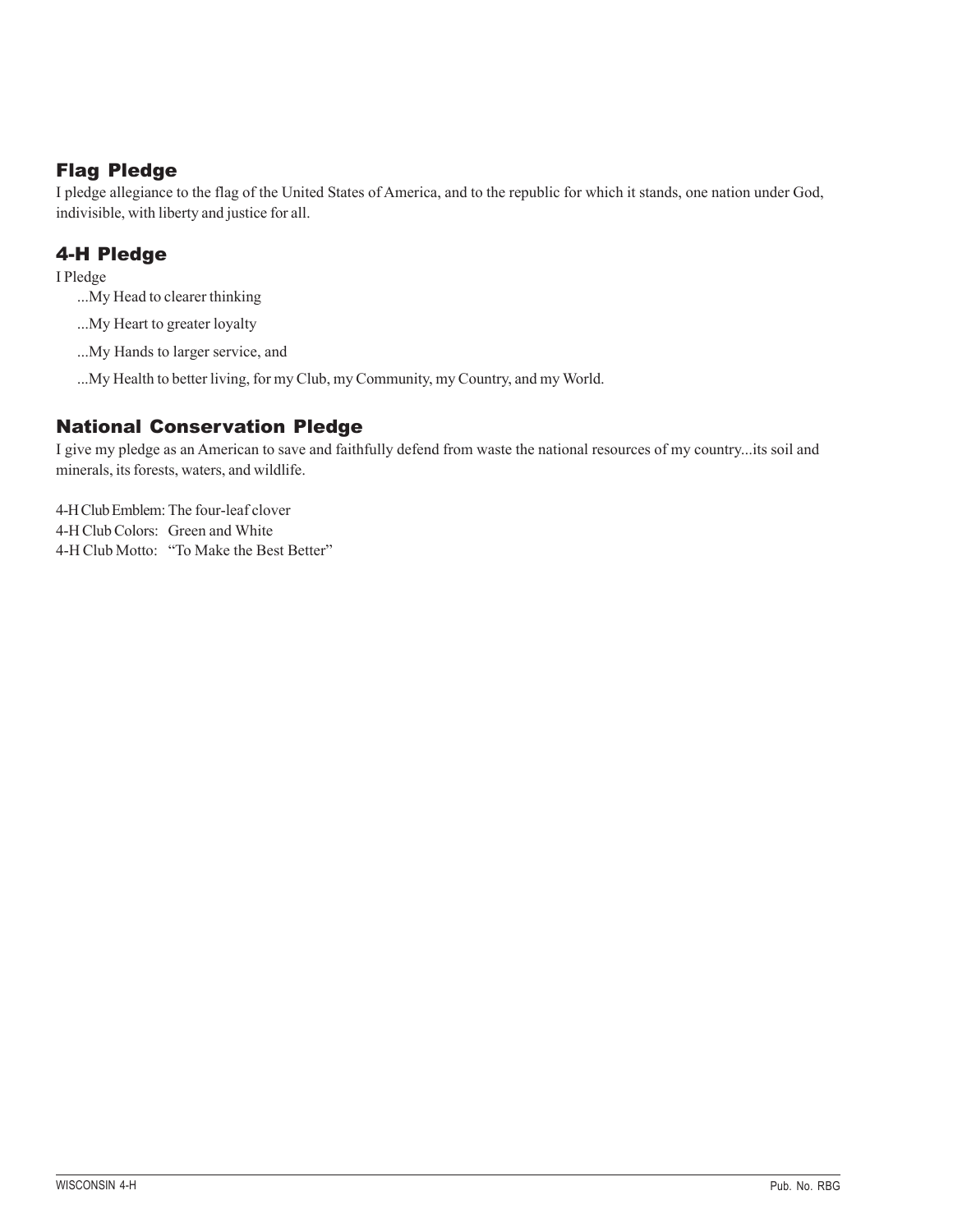## Flag Pledge

I pledge allegiance to the flag of the United States of America, and to the republic for which it stands, one nation under God, indivisible, with liberty and justice for all.

## 4-H Pledge

I Pledge

...My Head to clearer thinking

...My Heart to greater loyalty

...My Hands to larger service, and

...My Health to better living, for my Club, my Community, my Country, and my World.

## National Conservation Pledge

I give my pledge as an American to save and faithfully defend from waste the national resources of my country...its soil and minerals, its forests, waters, and wildlife.

4-H Club Emblem: The four-leaf clover  
4-H Club Colors: Green and White  
4-H Club Motto: "To Make the Best Better"